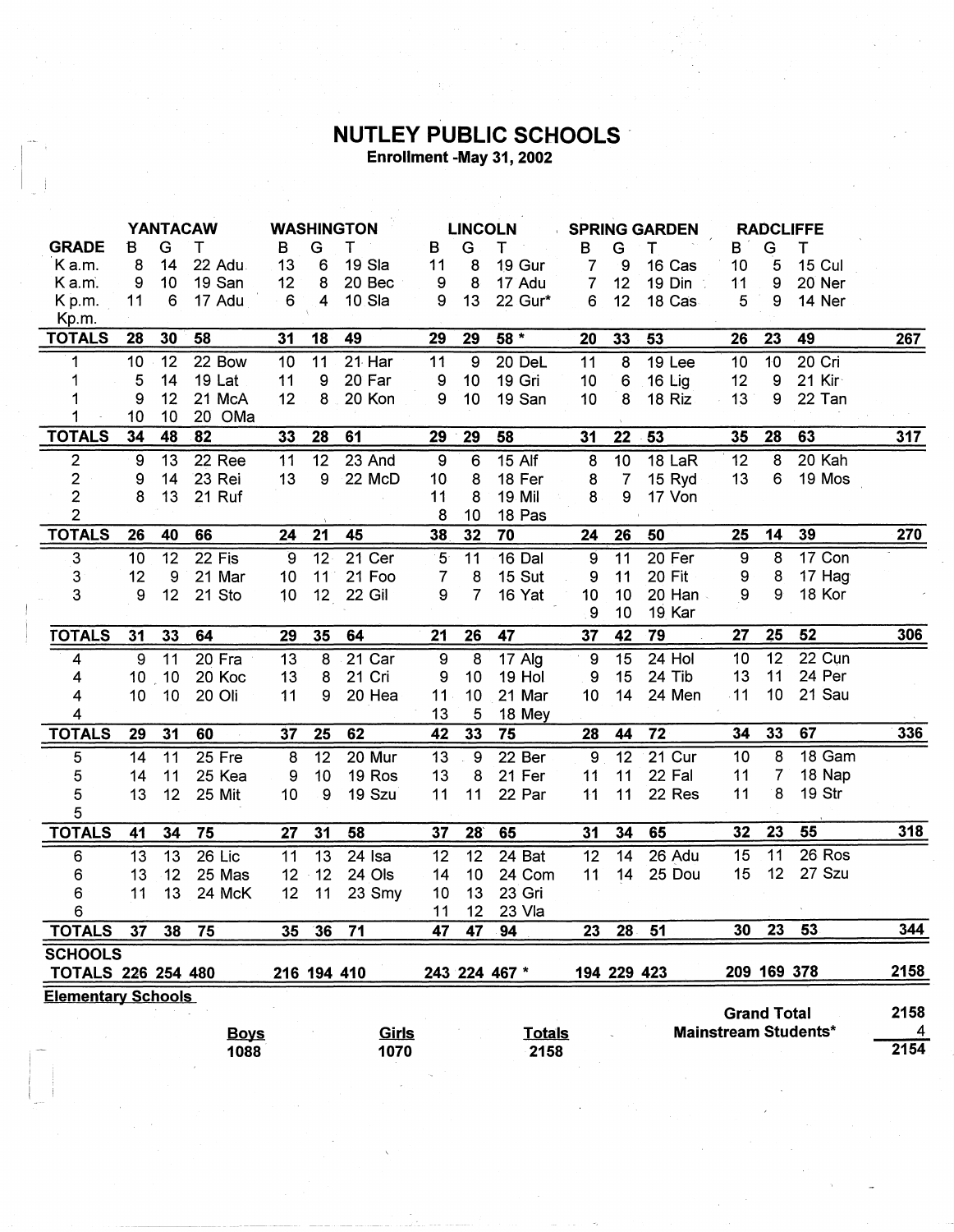# NUTLEY PUBLIC SCHOOLS

**Enrollment -May 31, 2002**

| GRADE | YANTACAW B | G | T | | WASHINGTON B | G | T | | LINCOLN B | G | T | | SPRING GARDEN B | G | T | | RADCLIFFE B | G | T | | |
|---|---|---|---|---|---|---|---|---|---|---|---|---|---|---|---|---|---|---|---|---|---|
| K a.m. | 8 | 14 | 22 | Adu | 13 | 6 | 19 | Sla | 11 | 8 | 19 | Gur | 7 | 9 | 16 | Cas | 10 | 5 | 15 | Cul | |
| K a.m. | 9 | 10 | 19 | San | 12 | 8 | 20 | Bec | 9 | 8 | 17 | Adu | 7 | 12 | 19 | Din | 11 | 9 | 20 | Ner | |
| K p.m. | 11 | 6 | 17 | Adu | 6 | 4 | 10 | Sla | 9 | 13 | 22 | Gur* | 6 | 12 | 18 | Cas | 5 | 9 | 14 | Ner | |
| Kp.m. | | | | | | | | | | | | | | | | | | | | | |
| **TOTALS** | **28** | **30** | **58** | | **31** | **18** | **49** | | **29** | **29** | **58 *** | | **20** | **33** | **53** | | **26** | **23** | **49** | | **267** |
| 1 | 10 | 12 | 22 | Bow | 10 | 11 | 21 | Har | 11 | 9 | 20 | DeL | 11 | 8 | 19 | Lee | 10 | 10 | 20 | Cri | |
| 1 | 5 | 14 | 19 | Lat | 11 | 9 | 20 | Far | 9 | 10 | 19 | Gri | 10 | 6 | 16 | Lig | 12 | 9 | 21 | Kir | |
| 1 | 9 | 12 | 21 | McA | 12 | 8 | 20 | Kon | 9 | 10 | 19 | San | 10 | 8 | 18 | Riz | 13 | 9 | 22 | Tan | |
| 1 | 10 | 10 | 20 | OMa | | | | | | | | | | | | | | | | | |
| **TOTALS** | **34** | **48** | **82** | | **33** | **28** | **61** | | **29** | **29** | **58** | | **31** | **22** | **53** | | **35** | **28** | **63** | | **317** |
| 2 | 9 | 13 | 22 | Ree | 11 | 12 | 23 | And | 9 | 6 | 15 | Alf | 8 | 10 | 18 | LaR | 12 | 8 | 20 | Kah | |
| 2 | 9 | 14 | 23 | Rei | 13 | 9 | 22 | McD | 10 | 8 | 18 | Fer | 8 | 7 | 15 | Ryd | 13 | 6 | 19 | Mos | |
| 2 | 8 | 13 | 21 | Ruf | | | | | 11 | 8 | 19 | Mil | 8 | 9 | 17 | Von | | | | | |
| 2 | | | | | | | | | 8 | 10 | 18 | Pas | | | | | | | | | |
| **TOTALS** | **26** | **40** | **66** | | **24** | **21** | **45** | | **38** | **32** | **70** | | **24** | **26** | **50** | | **25** | **14** | **39** | | **270** |
| 3 | 10 | 12 | 22 | Fis | 9 | 12 | 21 | Cer | 5 | 11 | 16 | Dal | 9 | 11 | 20 | Fer | 9 | 8 | 17 | Con | |
| 3 | 12 | 9 | 21 | Mar | 10 | 11 | 21 | Foo | 7 | 8 | 15 | Sut | 9 | 11 | 20 | Fit | 9 | 8 | 17 | Hag | |
| 3 | 9 | 12 | 21 | Sto | 10 | 12 | 22 | Gil | 9 | 7 | 16 | Yat | 10 | 10 | 20 | Han | 9 | 9 | 18 | Kor | |
| | | | | | | | | | | | | | 9 | 10 | 19 | Kar | | | | | |
| **TOTALS** | **31** | **33** | **64** | | **29** | **35** | **64** | | **21** | **26** | **47** | | **37** | **42** | **79** | | **27** | **25** | **52** | | **306** |
| 4 | 9 | 11 | 20 | Fra | 13 | 8 | 21 | Car | 9 | 8 | 17 | Alg | 9 | 15 | 24 | Hol | 10 | 12 | 22 | Cun | |
| 4 | 10 | 10 | 20 | Koc | 13 | 8 | 21 | Cri | 9 | 10 | 19 | Hol | 9 | 15 | 24 | Tib | 13 | 11 | 24 | Per | |
| 4 | 10 | 10 | 20 | Oli | 11 | 9 | 20 | Hea | 11 | 10 | 21 | Mar | 10 | 14 | 24 | Men | 11 | 10 | 21 | Sau | |
| 4 | | | | | | | | | 13 | 5 | 18 | Mey | | | | | | | | | |
| **TOTALS** | **29** | **31** | **60** | | **37** | **25** | **62** | | **42** | **33** | **75** | | **28** | **44** | **72** | | **34** | **33** | **67** | | **336** |
| 5 | 14 | 11 | 25 | Fre | 8 | 12 | 20 | Mur | 13 | 9 | 22 | Ber | 9 | 12 | 21 | Cur | 10 | 8 | 18 | Gam | |
| 5 | 14 | 11 | 25 | Kea | 9 | 10 | 19 | Ros | 13 | 8 | 21 | Fer | 11 | 11 | 22 | Fal | 11 | 7 | 18 | Nap | |
| 5 | 13 | 12 | 25 | Mit | 10 | 9 | 19 | Szu | 11 | 11 | 22 | Par | 11 | 11 | 22 | Res | 11 | 8 | 19 | Str | |
| 5 | | | | | | | | | | | | | | | | | | | | | |
| **TOTALS** | **41** | **34** | **75** | | **27** | **31** | **58** | | **37** | **28** | **65** | | **31** | **34** | **65** | | **32** | **23** | **55** | | **318** |
| 6 | 13 | 13 | 26 | Lic | 11 | 13 | 24 | Isa | 12 | 12 | 24 | Bat | 12 | 14 | 26 | Adu | 15 | 11 | 26 | Ros | |
| 6 | 13 | 12 | 25 | Mas | 12 | 12 | 24 | Ols | 14 | 10 | 24 | Com | 11 | 14 | 25 | Dou | 15 | 12 | 27 | Szu | |
| 6 | 11 | 13 | 24 | McK | 12 | 11 | 23 | Smy | 10 | 13 | 23 | Gri | | | | | | | | | |
| 6 | | | | | | | | | 11 | 12 | 23 | Vla | | | | | | | | | |
| **TOTALS** | **37** | **38** | **75** | | **35** | **36** | **71** | | **47** | **47** | **94** | | **23** | **28** | **51** | | **30** | **23** | **53** | | **344** |
| **SCHOOLS TOTALS** | **226** | **254** | **480** | | **216** | **194** | **410** | | **243** | **224** | **467 *** | | **194** | **229** | **423** | | **209** | **169** | **378** | | **2158** |

**Elementary Schools**

| Boys | Girls | Totals |
|---|---|---|
| 1088 | 1070 | 2158 |

| | |
|---|---|
| **Grand Total** | **2158** |
| **Mainstream Students*** | **4** |
| | **2154** |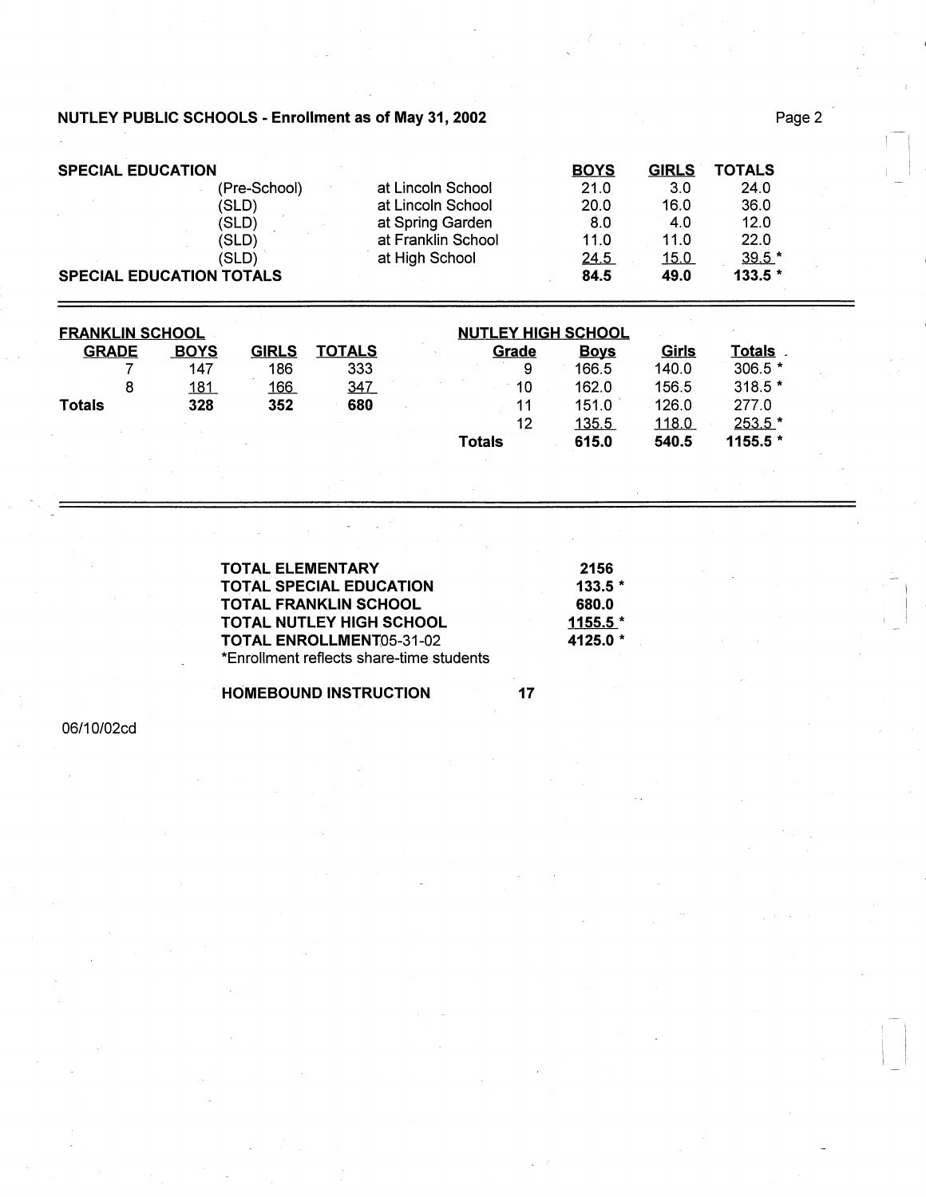NUTLEY PUBLIC SCHOOLS - Enrollment as of May 31, 2002

| SPECIAL EDUCATION | | | BOYS | GIRLS | TOTALS |
|---|---|---|---|---|---|
| | (Pre-School) | at Lincoln School | 21.0 | 3.0 | 24.0 |
| | (SLD) | at Lincoln School | 20.0 | 16.0 | 36.0 |
| | (SLD) | at Spring Garden | 8.0 | 4.0 | 12.0 |
| | (SLD) | at Franklin School | 11.0 | 11.0 | 22.0 |
| | (SLD) | at High School | 24.5 | 15.0 | 39.5 * |
| **SPECIAL EDUCATION TOTALS** | | | **84.5** | **49.0** | **133.5 *** |

**FRANKLIN SCHOOL**

| GRADE | BOYS | GIRLS | TOTALS |
|---|---|---|---|
| 7 | 147 | 186 | 333 |
| 8 | 181 | 166 | 347 |
| **Totals** | **328** | **352** | **680** |

**NUTLEY HIGH SCHOOL**

| Grade | Boys | Girls | Totals |
|---|---|---|---|
| 9 | 166.5 | 140.0 | 306.5 * |
| 10 | 162.0 | 156.5 | 318.5 * |
| 11 | 151.0 | 126.0 | 277.0 |
| 12 | 135.5 | 118.0 | 253.5 * |
| **Totals** | **615.0** | **540.5** | **1155.5 *** |

| | |
|---|---|
| **TOTAL ELEMENTARY** | **2156** |
| **TOTAL SPECIAL EDUCATION** | **133.5 *** |
| **TOTAL FRANKLIN SCHOOL** | **680.0** |
| **TOTAL NUTLEY HIGH SCHOOL** | **1155.5 *** |
| **TOTAL ENROLLMENT**05-31-02 | **4125.0 *** |

*Enrollment reflects share-time students

**HOMEBOUND INSTRUCTION** **17**

06/10/02cd